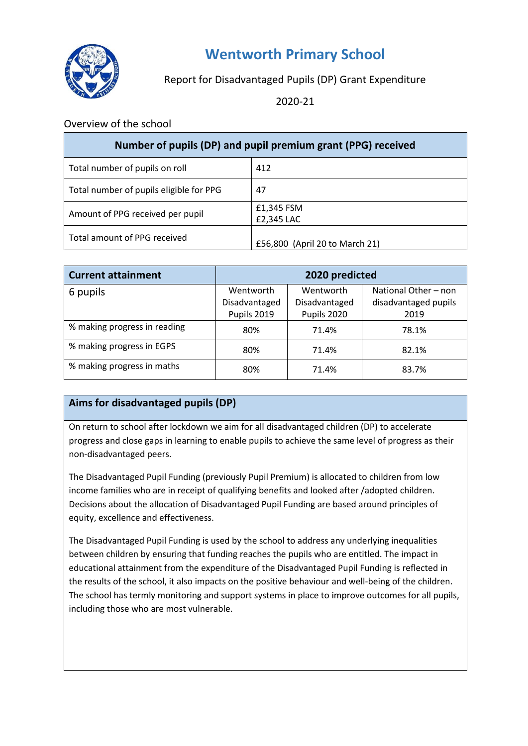# Wentworth Primary School

Report for Disadvantaged Pupils (DP) Grant Expenditure

2020-21

Overview of the school

| Number of pupils (DP) and pupil premium grant (PPG) received | |
|---|---|
| Total number of pupils on roll | 412 |
| Total number of pupils eligible for PPG | 47 |
| Amount of PPG received per pupil | £1,345 FSM<br>£2,345 LAC |
| Total amount of PPG received | £56,800 (April 20 to March 21) |

| Current attainment | 2020 predicted | | |
|---|---|---|---|
| 6 pupils | Wentworth Disadvantaged Pupils 2019 | Wentworth Disadvantaged Pupils 2020 | National Other – non disadvantaged pupils 2019 |
| % making progress in reading | 80% | 71.4% | 78.1% |
| % making progress in EGPS | 80% | 71.4% | 82.1% |
| % making progress in maths | 80% | 71.4% | 83.7% |

## Aims for disadvantaged pupils (DP)

On return to school after lockdown we aim for all disadvantaged children (DP) to accelerate progress and close gaps in learning to enable pupils to achieve the same level of progress as their non-disadvantaged peers.

The Disadvantaged Pupil Funding (previously Pupil Premium) is allocated to children from low income families who are in receipt of qualifying benefits and looked after /adopted children. Decisions about the allocation of Disadvantaged Pupil Funding are based around principles of equity, excellence and effectiveness.

The Disadvantaged Pupil Funding is used by the school to address any underlying inequalities between children by ensuring that funding reaches the pupils who are entitled. The impact in educational attainment from the expenditure of the Disadvantaged Pupil Funding is reflected in the results of the school, it also impacts on the positive behaviour and well-being of the children. The school has termly monitoring and support systems in place to improve outcomes for all pupils, including those who are most vulnerable.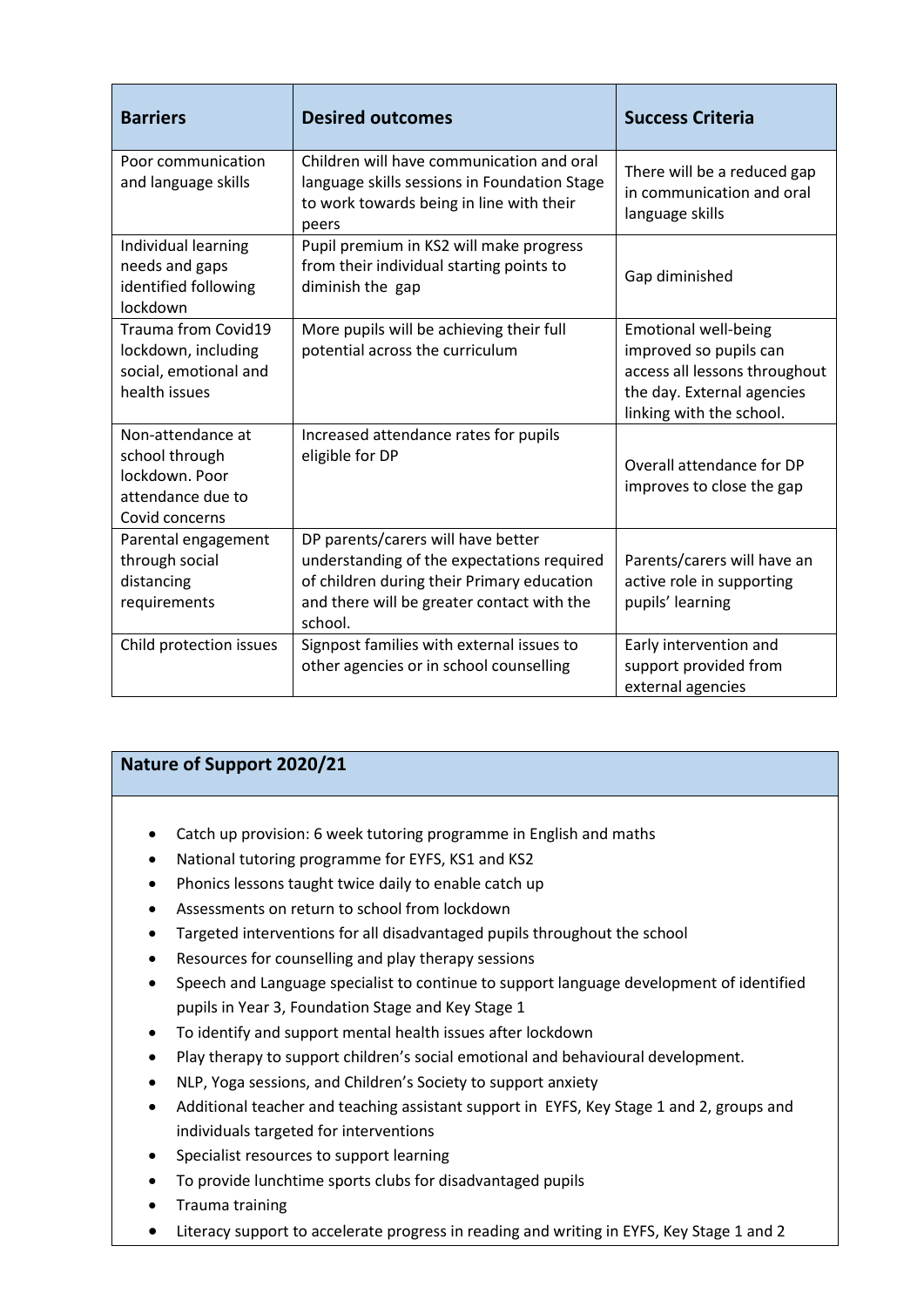| Barriers | Desired outcomes | Success Criteria |
| --- | --- | --- |
| Poor communication and language skills | Children will have communication and oral language skills sessions in Foundation Stage to work towards being in line with their peers | There will be a reduced gap in communication and oral language skills |
| Individual learning needs and gaps identified following lockdown | Pupil premium in KS2 will make progress from their individual starting points to diminish the gap | Gap diminished |
| Trauma from Covid19 lockdown, including social, emotional and health issues | More pupils will be achieving their full potential across the curriculum | Emotional well-being improved so pupils can access all lessons throughout the day. External agencies linking with the school. |
| Non-attendance at school through lockdown. Poor attendance due to Covid concerns | Increased attendance rates for pupils eligible for DP | Overall attendance for DP improves to close the gap |
| Parental engagement through social distancing requirements | DP parents/carers will have better understanding of the expectations required of children during their Primary education and there will be greater contact with the school. | Parents/carers will have an active role in supporting pupils' learning |
| Child protection issues | Signpost families with external issues to other agencies or in school counselling | Early intervention and support provided from external agencies |

## Nature of Support 2020/21

- Catch up provision: 6 week tutoring programme in English and maths
- National tutoring programme for EYFS, KS1 and KS2
- Phonics lessons taught twice daily to enable catch up
- Assessments on return to school from lockdown
- Targeted interventions for all disadvantaged pupils throughout the school
- Resources for counselling and play therapy sessions
- Speech and Language specialist to continue to support language development of identified pupils in Year 3, Foundation Stage and Key Stage 1
- To identify and support mental health issues after lockdown
- Play therapy to support children's social emotional and behavioural development.
- NLP, Yoga sessions, and Children's Society to support anxiety
- Additional teacher and teaching assistant support in EYFS, Key Stage 1 and 2, groups and individuals targeted for interventions
- Specialist resources to support learning
- To provide lunchtime sports clubs for disadvantaged pupils
- Trauma training
- Literacy support to accelerate progress in reading and writing in EYFS, Key Stage 1 and 2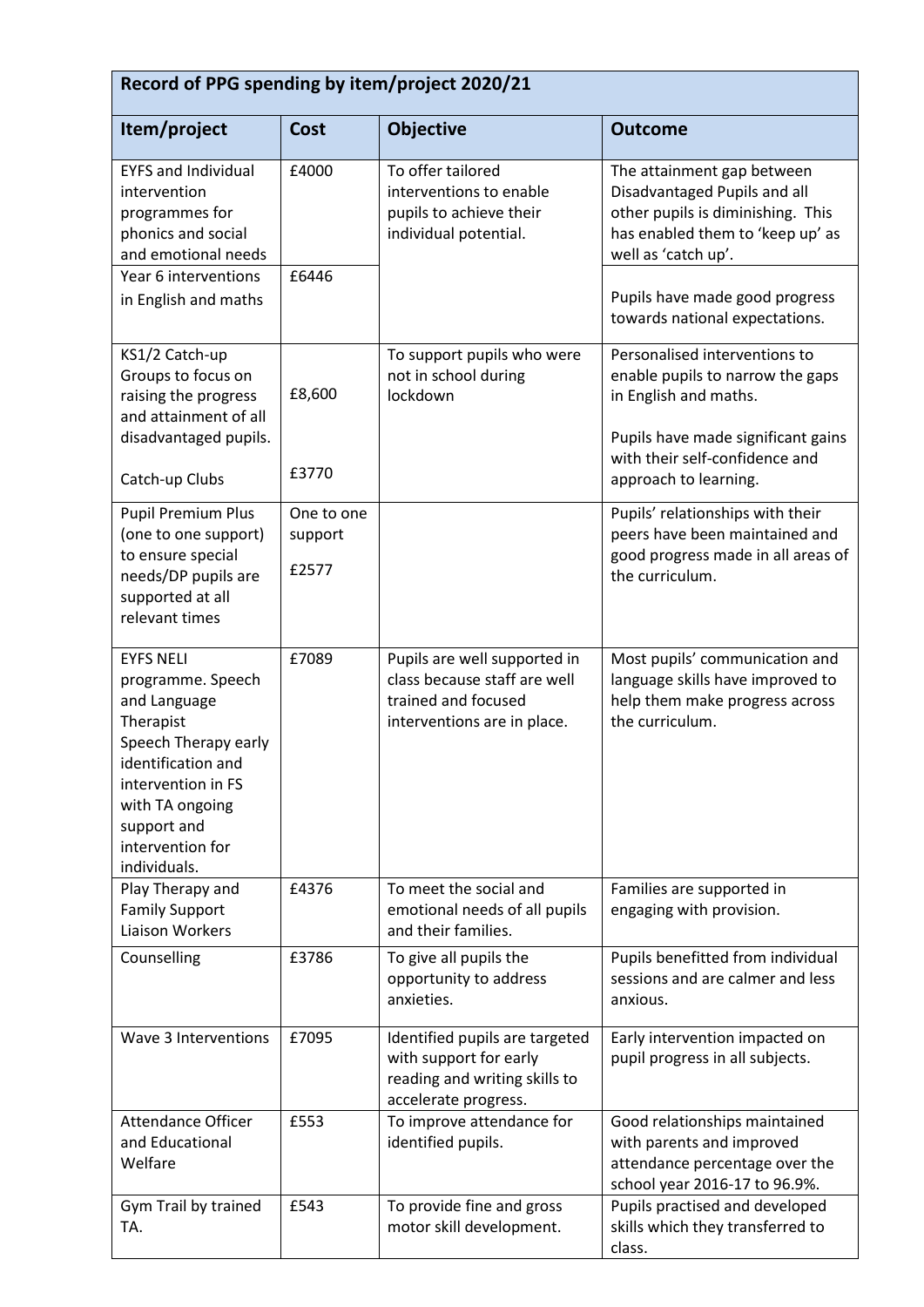| Record of PPG spending by item/project 2020/21 | | | |
|---|---|---|---|
| **Item/project** | **Cost** | **Objective** | **Outcome** |
| EYFS and Individual intervention programmes for phonics and social and emotional needs | £4000 | To offer tailored interventions to enable pupils to achieve their individual potential. | The attainment gap between Disadvantaged Pupils and all other pupils is diminishing. This has enabled them to 'keep up' as well as 'catch up'. |
| Year 6 interventions in English and maths | £6446 | | Pupils have made good progress towards national expectations. |
| KS1/2 Catch-up Groups to focus on raising the progress and attainment of all disadvantaged pupils.<br><br>Catch-up Clubs | £8,600<br><br>£3770 | To support pupils who were not in school during lockdown | Personalised interventions to enable pupils to narrow the gaps in English and maths.<br><br>Pupils have made significant gains with their self-confidence and approach to learning. |
| Pupil Premium Plus (one to one support) to ensure special needs/DP pupils are supported at all relevant times | One to one support<br><br>£2577 | | Pupils' relationships with their peers have been maintained and good progress made in all areas of the curriculum. |
| EYFS NELI programme. Speech and Language Therapist Speech Therapy early identification and intervention in FS with TA ongoing support and intervention for individuals. | £7089 | Pupils are well supported in class because staff are well trained and focused interventions are in place. | Most pupils' communication and language skills have improved to help them make progress across the curriculum. |
| Play Therapy and Family Support Liaison Workers | £4376 | To meet the social and emotional needs of all pupils and their families. | Families are supported in engaging with provision. |
| Counselling | £3786 | To give all pupils the opportunity to address anxieties. | Pupils benefitted from individual sessions and are calmer and less anxious. |
| Wave 3 Interventions | £7095 | Identified pupils are targeted with support for early reading and writing skills to accelerate progress. | Early intervention impacted on pupil progress in all subjects. |
| Attendance Officer and Educational Welfare | £553 | To improve attendance for identified pupils. | Good relationships maintained with parents and improved attendance percentage over the school year 2016-17 to 96.9%. |
| Gym Trail by trained TA. | £543 | To provide fine and gross motor skill development. | Pupils practised and developed skills which they transferred to class. |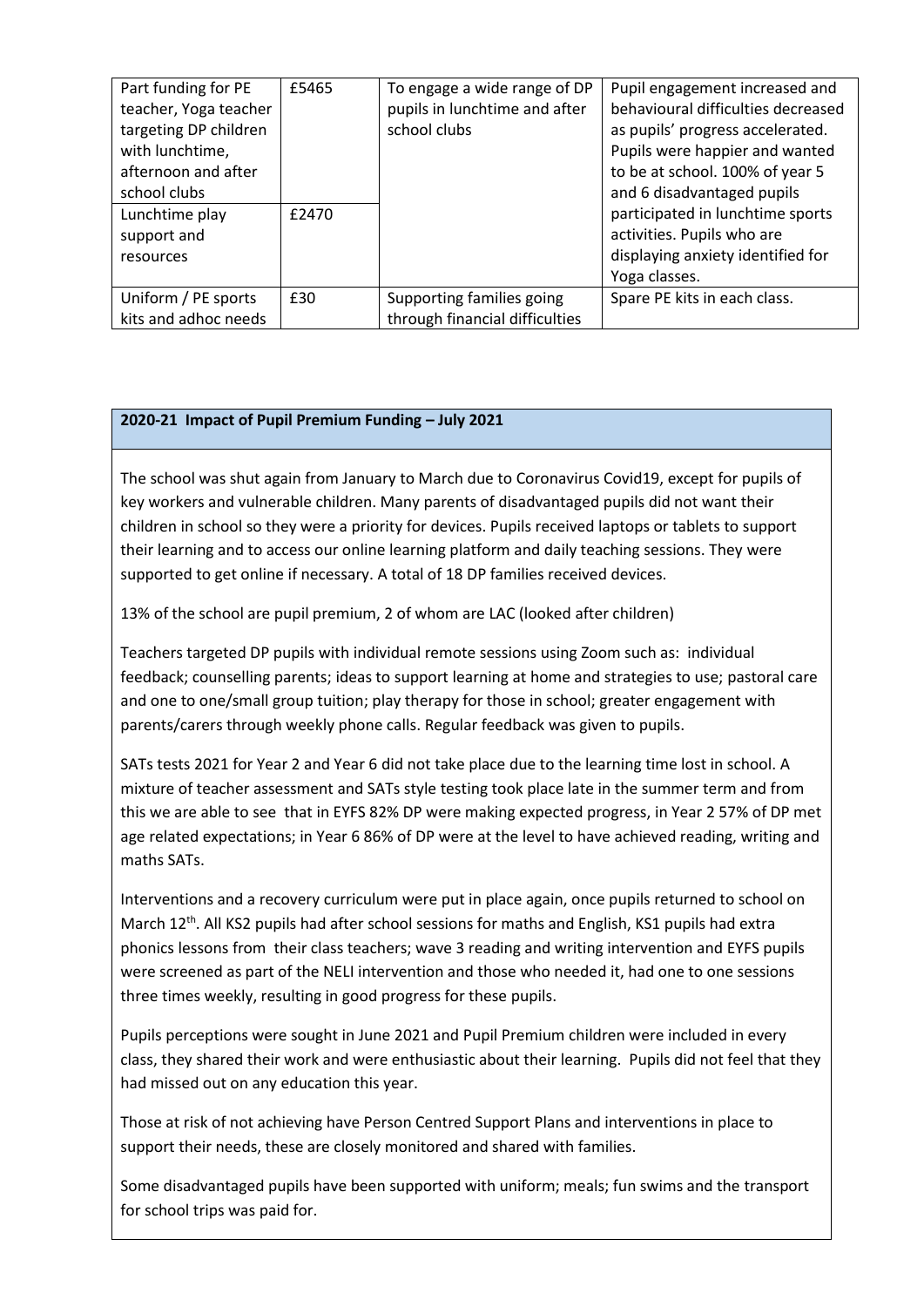| | | | |
|---|---|---|---|
| Part funding for PE teacher, Yoga teacher targeting DP children with lunchtime, afternoon and after school clubs | £5465 | To engage a wide range of DP pupils in lunchtime and after school clubs | Pupil engagement increased and behavioural difficulties decreased as pupils' progress accelerated. Pupils were happier and wanted to be at school. 100% of year 5 and 6 disadvantaged pupils participated in lunchtime sports activities. Pupils who are displaying anxiety identified for Yoga classes. |
| Lunchtime play support and resources | £2470 | | |
| Uniform / PE sports kits and adhoc needs | £30 | Supporting families going through financial difficulties | Spare PE kits in each class. |

**2020-21 Impact of Pupil Premium Funding – July 2021**

The school was shut again from January to March due to Coronavirus Covid19, except for pupils of key workers and vulnerable children. Many parents of disadvantaged pupils did not want their children in school so they were a priority for devices. Pupils received laptops or tablets to support their learning and to access our online learning platform and daily teaching sessions. They were supported to get online if necessary. A total of 18 DP families received devices.

13% of the school are pupil premium, 2 of whom are LAC (looked after children)

Teachers targeted DP pupils with individual remote sessions using Zoom such as: individual feedback; counselling parents; ideas to support learning at home and strategies to use; pastoral care and one to one/small group tuition; play therapy for those in school; greater engagement with parents/carers through weekly phone calls. Regular feedback was given to pupils.

SATs tests 2021 for Year 2 and Year 6 did not take place due to the learning time lost in school. A mixture of teacher assessment and SATs style testing took place late in the summer term and from this we are able to see that in EYFS 82% DP were making expected progress, in Year 2 57% of DP met age related expectations; in Year 6 86% of DP were at the level to have achieved reading, writing and maths SATs.

Interventions and a recovery curriculum were put in place again, once pupils returned to school on March 12th. All KS2 pupils had after school sessions for maths and English, KS1 pupils had extra phonics lessons from their class teachers; wave 3 reading and writing intervention and EYFS pupils were screened as part of the NELI intervention and those who needed it, had one to one sessions three times weekly, resulting in good progress for these pupils.

Pupils perceptions were sought in June 2021 and Pupil Premium children were included in every class, they shared their work and were enthusiastic about their learning. Pupils did not feel that they had missed out on any education this year.

Those at risk of not achieving have Person Centred Support Plans and interventions in place to support their needs, these are closely monitored and shared with families.

Some disadvantaged pupils have been supported with uniform; meals; fun swims and the transport for school trips was paid for.